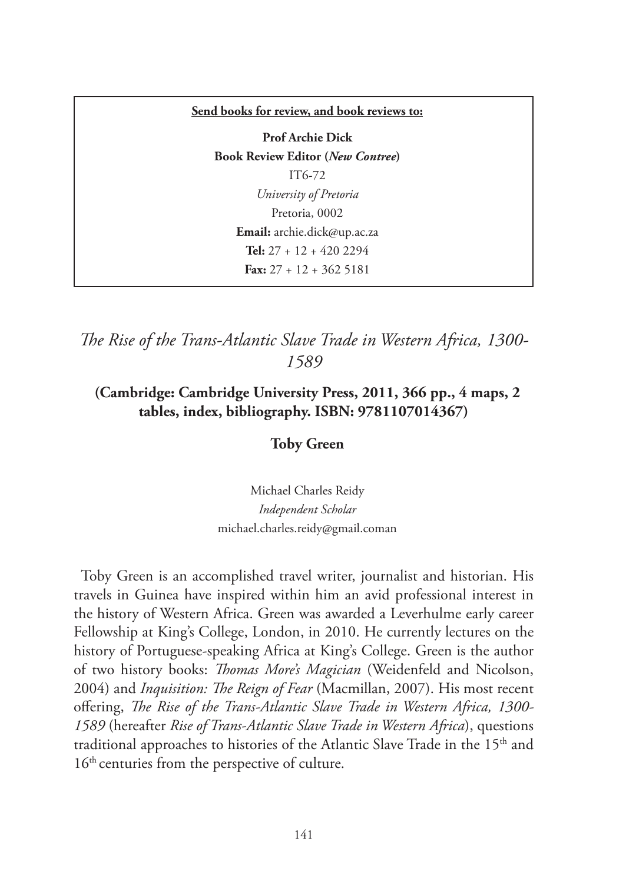**Send books for review, and book reviews to:**

**Prof Archie Dick**
**Book Review Editor (*New Contree*)**
IT6-72
*University of Pretoria*
Pretoria, 0002
**Email:** archie.dick@up.ac.za
**Tel:** 27 + 12 + 420 2294
**Fax:** 27 + 12 + 362 5181

# *The Rise of the Trans-Atlantic Slave Trade in Western Africa, 1300-1589*

**(Cambridge: Cambridge University Press, 2011, 366 pp., 4 maps, 2 tables, index, bibliography. ISBN: 9781107014367)**

**Toby Green**

Michael Charles Reidy
*Independent Scholar*
michael.charles.reidy@gmail.coman

Toby Green is an accomplished travel writer, journalist and historian. His travels in Guinea have inspired within him an avid professional interest in the history of Western Africa. Green was awarded a Leverhulme early career Fellowship at King's College, London, in 2010. He currently lectures on the history of Portuguese-speaking Africa at King's College. Green is the author of two history books: *Thomas More's Magician* (Weidenfeld and Nicolson, 2004) and *Inquisition: The Reign of Fear* (Macmillan, 2007). His most recent offering, *The Rise of the Trans-Atlantic Slave Trade in Western Africa, 1300-1589* (hereafter *Rise of Trans-Atlantic Slave Trade in Western Africa*), questions traditional approaches to histories of the Atlantic Slave Trade in the 15th and 16th centuries from the perspective of culture.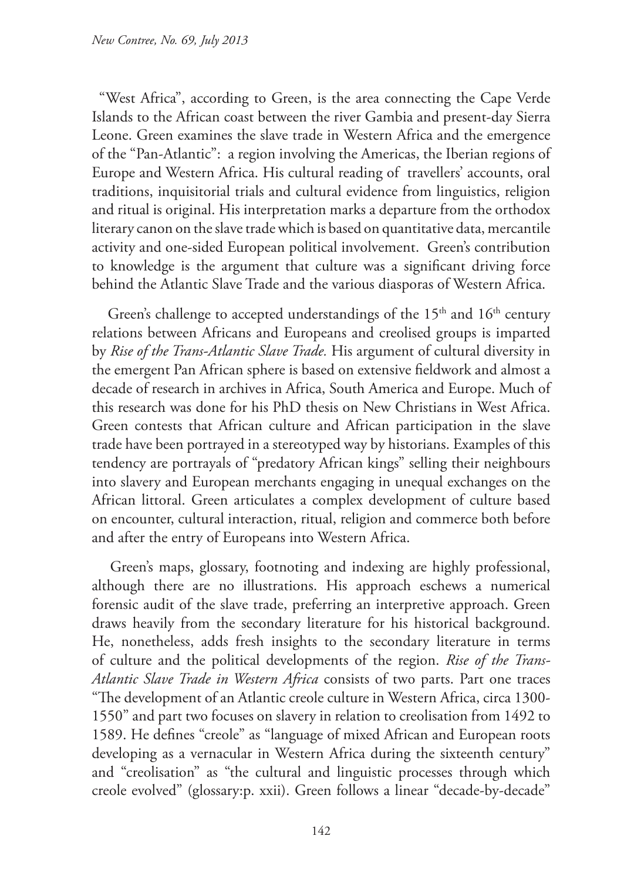"West Africa", according to Green, is the area connecting the Cape Verde Islands to the African coast between the river Gambia and present-day Sierra Leone. Green examines the slave trade in Western Africa and the emergence of the "Pan-Atlantic": a region involving the Americas, the Iberian regions of Europe and Western Africa. His cultural reading of travellers' accounts, oral traditions, inquisitorial trials and cultural evidence from linguistics, religion and ritual is original. His interpretation marks a departure from the orthodox literary canon on the slave trade which is based on quantitative data, mercantile activity and one-sided European political involvement. Green's contribution to knowledge is the argument that culture was a significant driving force behind the Atlantic Slave Trade and the various diasporas of Western Africa.

Green's challenge to accepted understandings of the 15th and 16th century relations between Africans and Europeans and creolised groups is imparted by *Rise of the Trans-Atlantic Slave Trade.* His argument of cultural diversity in the emergent Pan African sphere is based on extensive fieldwork and almost a decade of research in archives in Africa, South America and Europe. Much of this research was done for his PhD thesis on New Christians in West Africa. Green contests that African culture and African participation in the slave trade have been portrayed in a stereotyped way by historians. Examples of this tendency are portrayals of "predatory African kings" selling their neighbours into slavery and European merchants engaging in unequal exchanges on the African littoral. Green articulates a complex development of culture based on encounter, cultural interaction, ritual, religion and commerce both before and after the entry of Europeans into Western Africa.

Green's maps, glossary, footnoting and indexing are highly professional, although there are no illustrations. His approach eschews a numerical forensic audit of the slave trade, preferring an interpretive approach. Green draws heavily from the secondary literature for his historical background. He, nonetheless, adds fresh insights to the secondary literature in terms of culture and the political developments of the region. *Rise of the Trans-Atlantic Slave Trade in Western Africa* consists of two parts. Part one traces "The development of an Atlantic creole culture in Western Africa, circa 1300-1550" and part two focuses on slavery in relation to creolisation from 1492 to 1589. He defines "creole" as "language of mixed African and European roots developing as a vernacular in Western Africa during the sixteenth century" and "creolisation" as "the cultural and linguistic processes through which creole evolved" (glossary:p. xxii). Green follows a linear "decade-by-decade"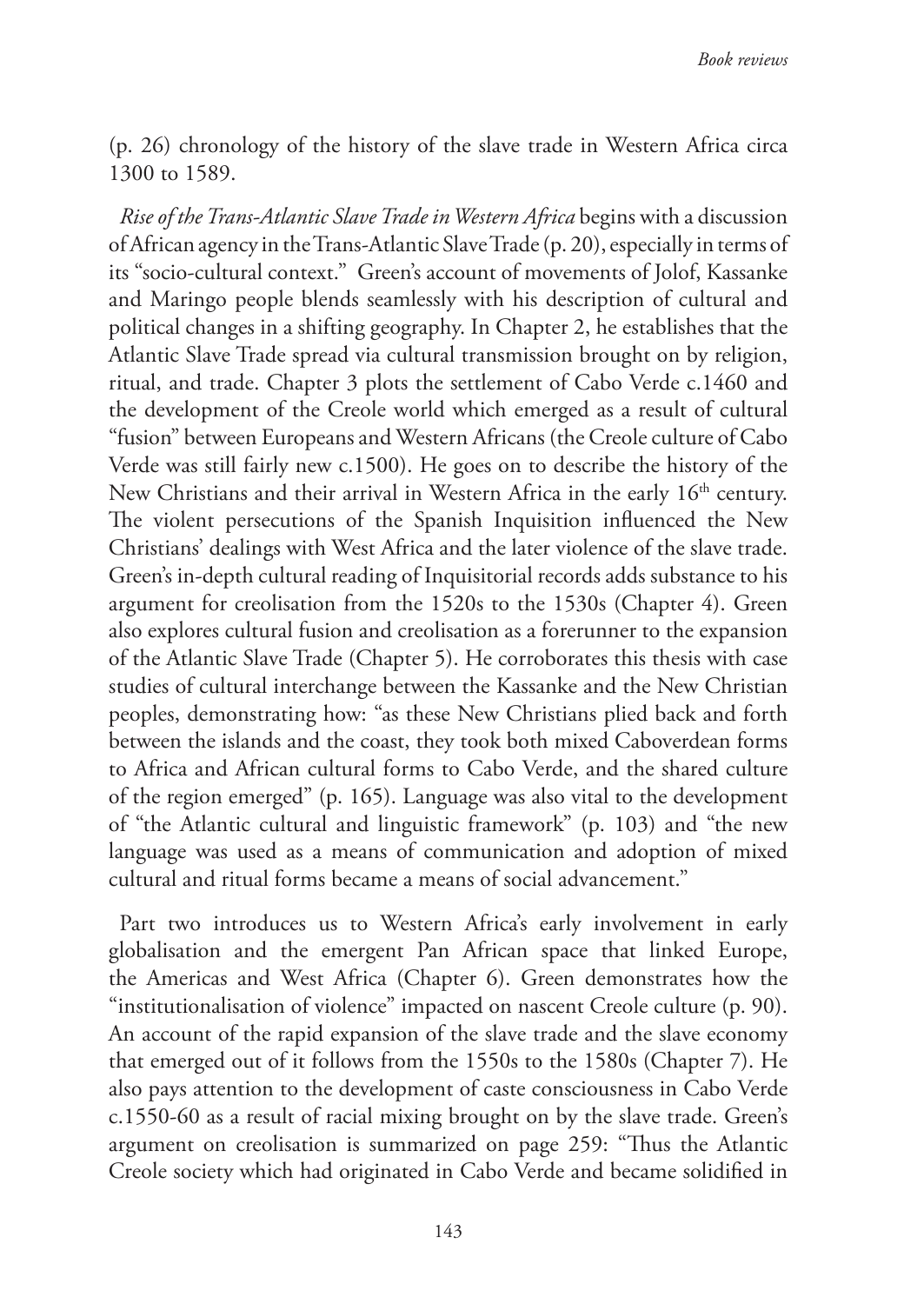(p. 26) chronology of the history of the slave trade in Western Africa circa 1300 to 1589.

*Rise of the Trans-Atlantic Slave Trade in Western Africa* begins with a discussion of African agency in the Trans-Atlantic Slave Trade (p. 20), especially in terms of its "socio-cultural context." Green's account of movements of Jolof, Kassanke and Maringo people blends seamlessly with his description of cultural and political changes in a shifting geography. In Chapter 2, he establishes that the Atlantic Slave Trade spread via cultural transmission brought on by religion, ritual, and trade. Chapter 3 plots the settlement of Cabo Verde c.1460 and the development of the Creole world which emerged as a result of cultural "fusion" between Europeans and Western Africans (the Creole culture of Cabo Verde was still fairly new c.1500). He goes on to describe the history of the New Christians and their arrival in Western Africa in the early 16th century. The violent persecutions of the Spanish Inquisition influenced the New Christians' dealings with West Africa and the later violence of the slave trade. Green's in-depth cultural reading of Inquisitorial records adds substance to his argument for creolisation from the 1520s to the 1530s (Chapter 4). Green also explores cultural fusion and creolisation as a forerunner to the expansion of the Atlantic Slave Trade (Chapter 5). He corroborates this thesis with case studies of cultural interchange between the Kassanke and the New Christian peoples, demonstrating how: "as these New Christians plied back and forth between the islands and the coast, they took both mixed Caboverdean forms to Africa and African cultural forms to Cabo Verde, and the shared culture of the region emerged" (p. 165). Language was also vital to the development of "the Atlantic cultural and linguistic framework" (p. 103) and "the new language was used as a means of communication and adoption of mixed cultural and ritual forms became a means of social advancement."

Part two introduces us to Western Africa's early involvement in early globalisation and the emergent Pan African space that linked Europe, the Americas and West Africa (Chapter 6). Green demonstrates how the "institutionalisation of violence" impacted on nascent Creole culture (p. 90). An account of the rapid expansion of the slave trade and the slave economy that emerged out of it follows from the 1550s to the 1580s (Chapter 7). He also pays attention to the development of caste consciousness in Cabo Verde c.1550-60 as a result of racial mixing brought on by the slave trade. Green's argument on creolisation is summarized on page 259: "Thus the Atlantic Creole society which had originated in Cabo Verde and became solidified in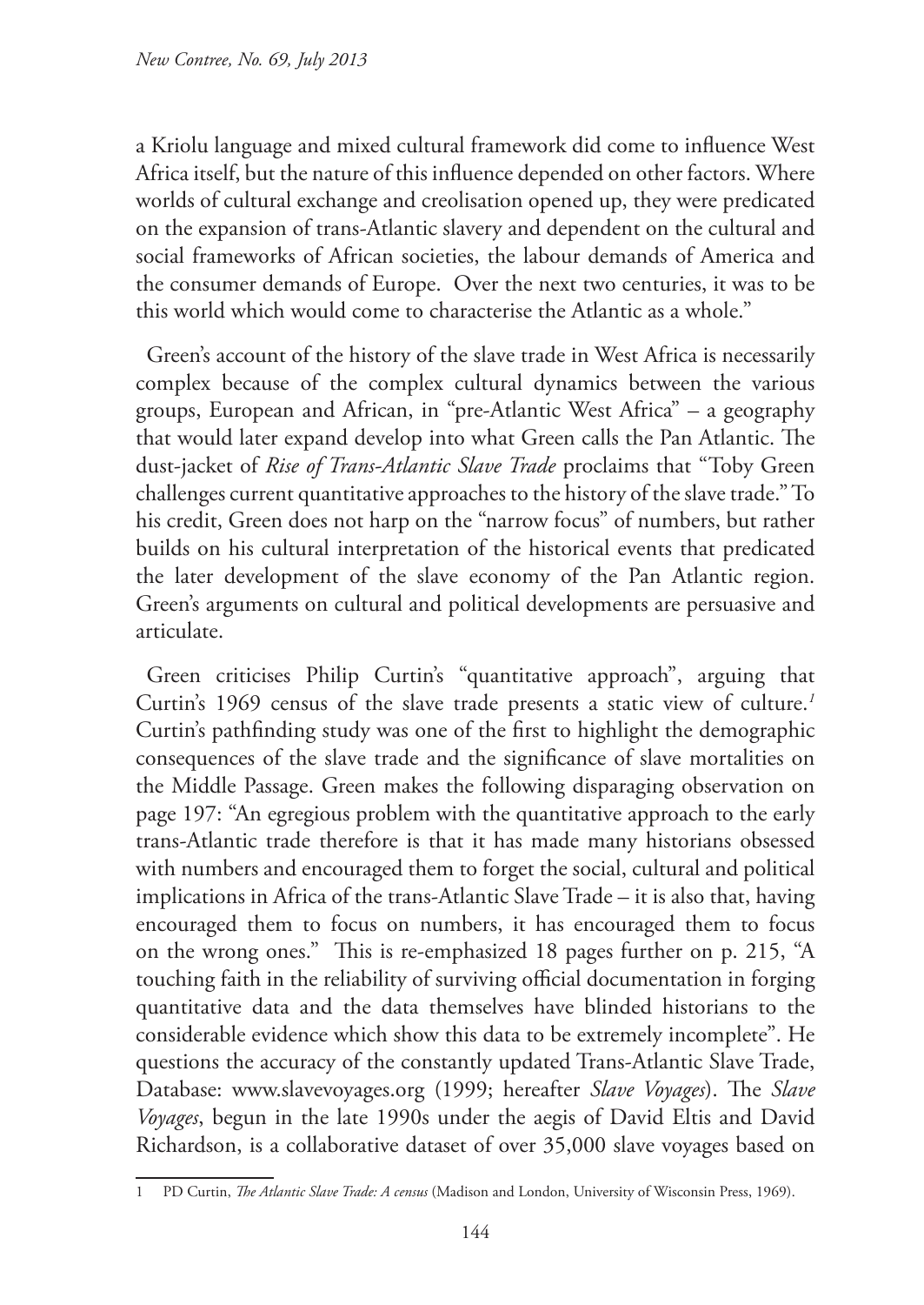a Kriolu language and mixed cultural framework did come to influence West Africa itself, but the nature of this influence depended on other factors. Where worlds of cultural exchange and creolisation opened up, they were predicated on the expansion of trans-Atlantic slavery and dependent on the cultural and social frameworks of African societies, the labour demands of America and the consumer demands of Europe. Over the next two centuries, it was to be this world which would come to characterise the Atlantic as a whole."

Green's account of the history of the slave trade in West Africa is necessarily complex because of the complex cultural dynamics between the various groups, European and African, in "pre-Atlantic West Africa" – a geography that would later expand develop into what Green calls the Pan Atlantic. The dust-jacket of *Rise of Trans-Atlantic Slave Trade* proclaims that "Toby Green challenges current quantitative approaches to the history of the slave trade." To his credit, Green does not harp on the "narrow focus" of numbers, but rather builds on his cultural interpretation of the historical events that predicated the later development of the slave economy of the Pan Atlantic region. Green's arguments on cultural and political developments are persuasive and articulate.

Green criticises Philip Curtin's "quantitative approach", arguing that Curtin's 1969 census of the slave trade presents a static view of culture.[1] Curtin's pathfinding study was one of the first to highlight the demographic consequences of the slave trade and the significance of slave mortalities on the Middle Passage. Green makes the following disparaging observation on page 197: "An egregious problem with the quantitative approach to the early trans-Atlantic trade therefore is that it has made many historians obsessed with numbers and encouraged them to forget the social, cultural and political implications in Africa of the trans-Atlantic Slave Trade – it is also that, having encouraged them to focus on numbers, it has encouraged them to focus on the wrong ones." This is re-emphasized 18 pages further on p. 215, "A touching faith in the reliability of surviving official documentation in forging quantitative data and the data themselves have blinded historians to the considerable evidence which show this data to be extremely incomplete". He questions the accuracy of the constantly updated Trans-Atlantic Slave Trade, Database: www.slavevoyages.org (1999; hereafter *Slave Voyages*). The *Slave Voyages*, begun in the late 1990s under the aegis of David Eltis and David Richardson, is a collaborative dataset of over 35,000 slave voyages based on

---

1 PD Curtin, *The Atlantic Slave Trade: A census* (Madison and London, University of Wisconsin Press, 1969).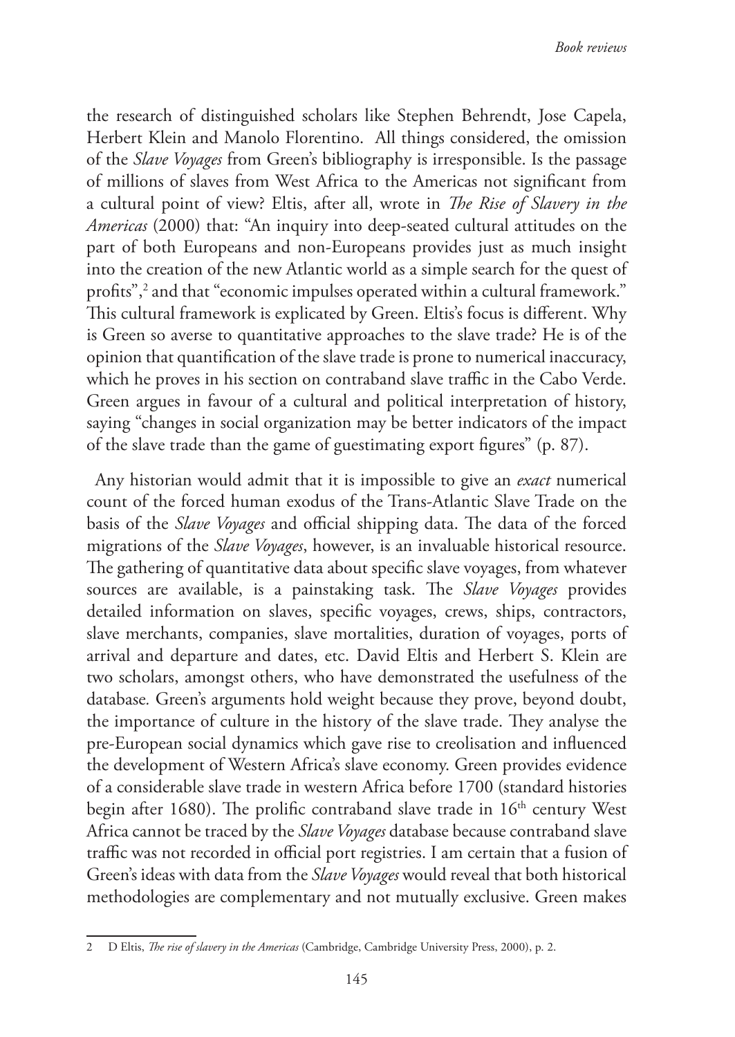the research of distinguished scholars like Stephen Behrendt, Jose Capela, Herbert Klein and Manolo Florentino. All things considered, the omission of the *Slave Voyages* from Green's bibliography is irresponsible. Is the passage of millions of slaves from West Africa to the Americas not significant from a cultural point of view? Eltis, after all, wrote in *The Rise of Slavery in the Americas* (2000) that: "An inquiry into deep-seated cultural attitudes on the part of both Europeans and non-Europeans provides just as much insight into the creation of the new Atlantic world as a simple search for the quest of profits",[2] and that "economic impulses operated within a cultural framework." This cultural framework is explicated by Green. Eltis's focus is different. Why is Green so averse to quantitative approaches to the slave trade? He is of the opinion that quantification of the slave trade is prone to numerical inaccuracy, which he proves in his section on contraband slave traffic in the Cabo Verde. Green argues in favour of a cultural and political interpretation of history, saying "changes in social organization may be better indicators of the impact of the slave trade than the game of guestimating export figures" (p. 87).

Any historian would admit that it is impossible to give an *exact* numerical count of the forced human exodus of the Trans-Atlantic Slave Trade on the basis of the *Slave Voyages* and official shipping data. The data of the forced migrations of the *Slave Voyages*, however, is an invaluable historical resource. The gathering of quantitative data about specific slave voyages, from whatever sources are available, is a painstaking task. The *Slave Voyages* provides detailed information on slaves, specific voyages, crews, ships, contractors, slave merchants, companies, slave mortalities, duration of voyages, ports of arrival and departure and dates, etc. David Eltis and Herbert S. Klein are two scholars, amongst others, who have demonstrated the usefulness of the database. Green's arguments hold weight because they prove, beyond doubt, the importance of culture in the history of the slave trade. They analyse the pre-European social dynamics which gave rise to creolisation and influenced the development of Western Africa's slave economy. Green provides evidence of a considerable slave trade in western Africa before 1700 (standard histories begin after 1680). The prolific contraband slave trade in 16th century West Africa cannot be traced by the *Slave Voyages* database because contraband slave traffic was not recorded in official port registries. I am certain that a fusion of Green's ideas with data from the *Slave Voyages* would reveal that both historical methodologies are complementary and not mutually exclusive. Green makes

---

2 D Eltis, *The rise of slavery in the Americas* (Cambridge, Cambridge University Press, 2000), p. 2.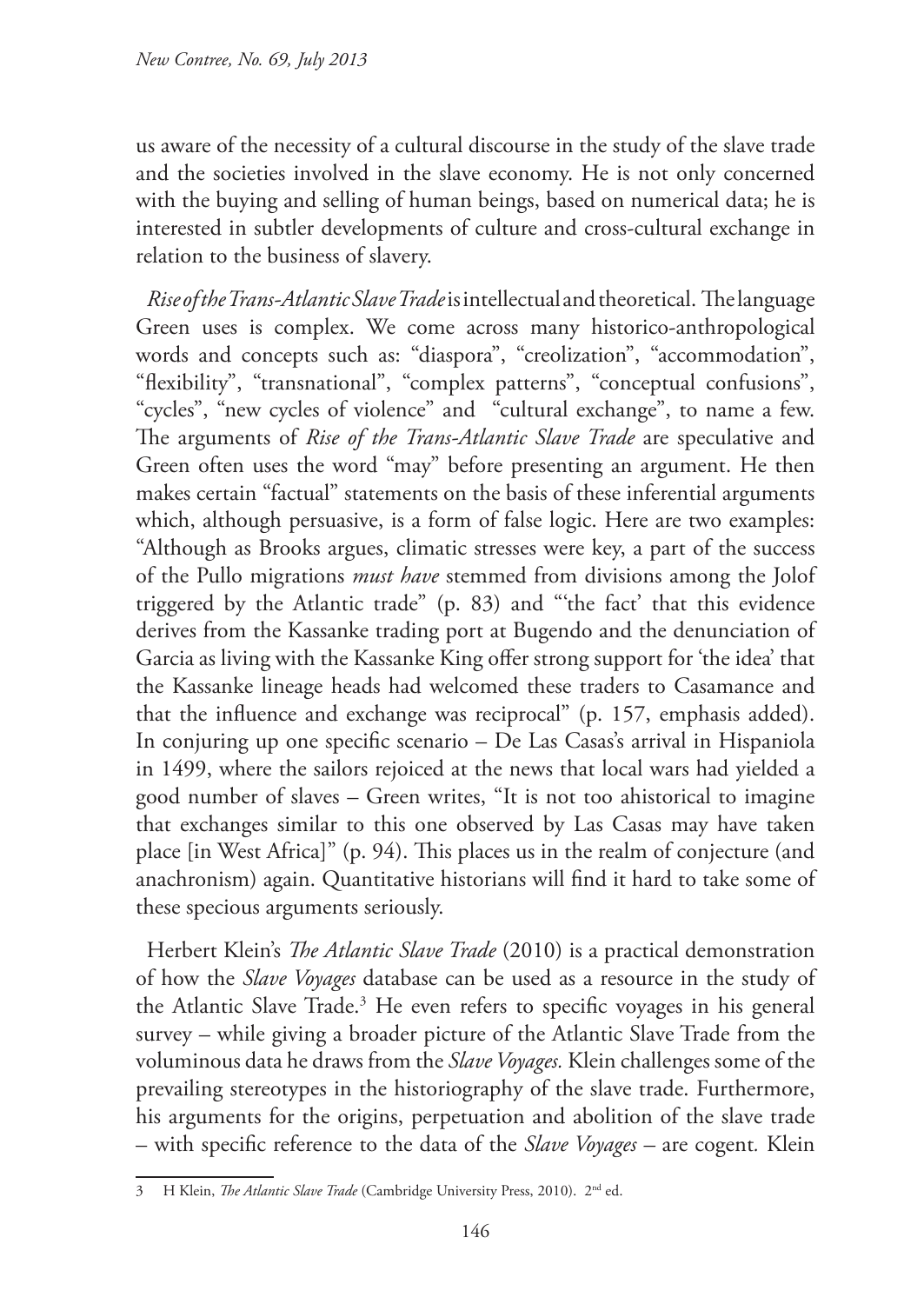us aware of the necessity of a cultural discourse in the study of the slave trade and the societies involved in the slave economy. He is not only concerned with the buying and selling of human beings, based on numerical data; he is interested in subtler developments of culture and cross-cultural exchange in relation to the business of slavery.

*Rise of the Trans-Atlantic Slave Trade* is intellectual and theoretical. The language Green uses is complex. We come across many historico-anthropological words and concepts such as: "diaspora", "creolization", "accommodation", "flexibility", "transnational", "complex patterns", "conceptual confusions", "cycles", "new cycles of violence" and "cultural exchange", to name a few. The arguments of *Rise of the Trans-Atlantic Slave Trade* are speculative and Green often uses the word "may" before presenting an argument. He then makes certain "factual" statements on the basis of these inferential arguments which, although persuasive, is a form of false logic. Here are two examples: "Although as Brooks argues, climatic stresses were key, a part of the success of the Pullo migrations *must have* stemmed from divisions among the Jolof triggered by the Atlantic trade" (p. 83) and "'the fact' that this evidence derives from the Kassanke trading port at Bugendo and the denunciation of Garcia as living with the Kassanke King offer strong support for 'the idea' that the Kassanke lineage heads had welcomed these traders to Casamance and that the influence and exchange was reciprocal" (p. 157, emphasis added). In conjuring up one specific scenario – De Las Casas's arrival in Hispaniola in 1499, where the sailors rejoiced at the news that local wars had yielded a good number of slaves – Green writes, "It is not too ahistorical to imagine that exchanges similar to this one observed by Las Casas may have taken place [in West Africa]" (p. 94). This places us in the realm of conjecture (and anachronism) again. Quantitative historians will find it hard to take some of these specious arguments seriously.

Herbert Klein's *The Atlantic Slave Trade* (2010) is a practical demonstration of how the *Slave Voyages* database can be used as a resource in the study of the Atlantic Slave Trade.[3] He even refers to specific voyages in his general survey – while giving a broader picture of the Atlantic Slave Trade from the voluminous data he draws from the *Slave Voyages.* Klein challenges some of the prevailing stereotypes in the historiography of the slave trade. Furthermore, his arguments for the origins, perpetuation and abolition of the slave trade – with specific reference to the data of the *Slave Voyages* – are cogent. Klein

---

3 H Klein, *The Atlantic Slave Trade* (Cambridge University Press, 2010). 2nd ed.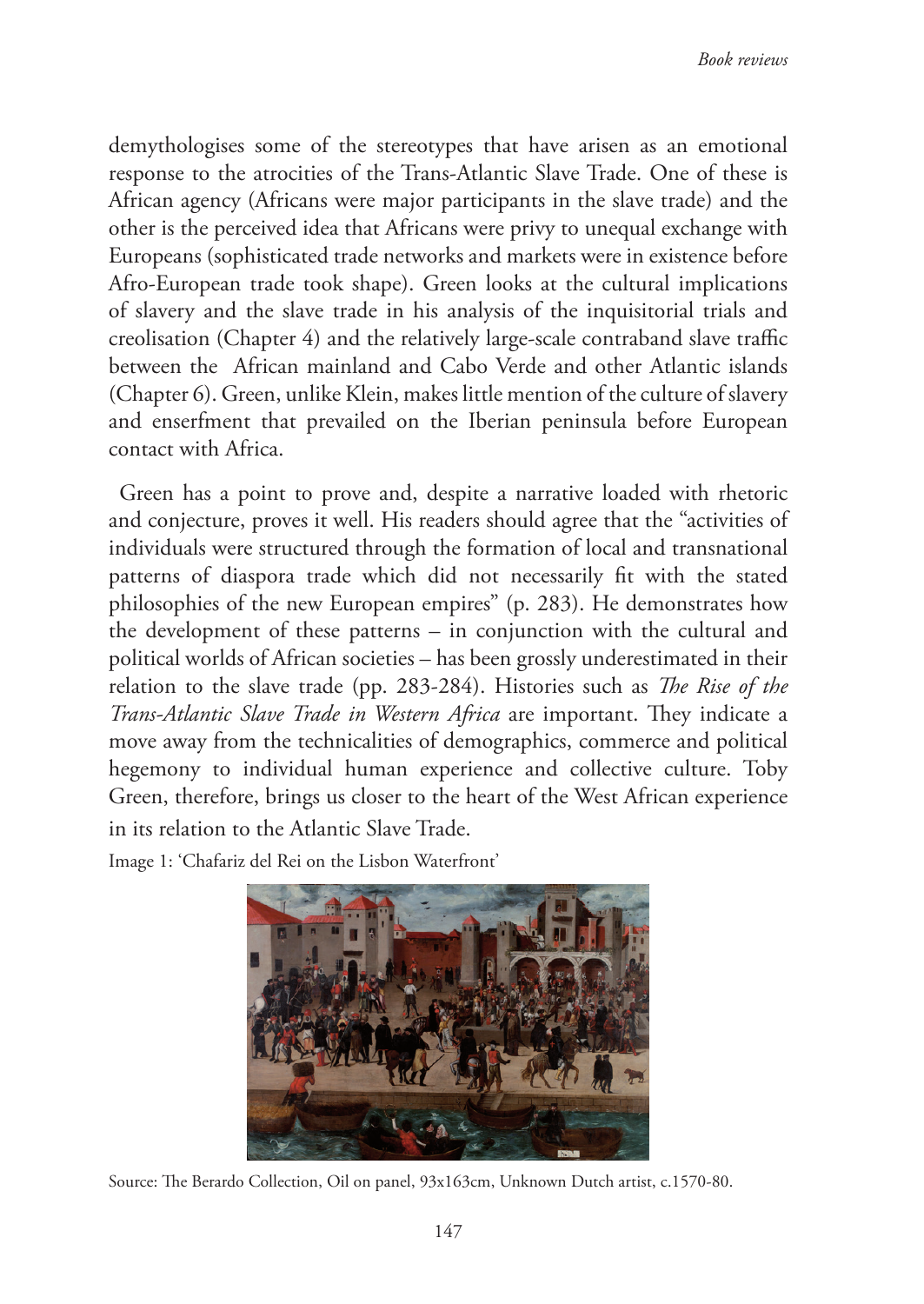demythologises some of the stereotypes that have arisen as an emotional response to the atrocities of the Trans-Atlantic Slave Trade. One of these is African agency (Africans were major participants in the slave trade) and the other is the perceived idea that Africans were privy to unequal exchange with Europeans (sophisticated trade networks and markets were in existence before Afro-European trade took shape). Green looks at the cultural implications of slavery and the slave trade in his analysis of the inquisitorial trials and creolisation (Chapter 4) and the relatively large-scale contraband slave traffic between the African mainland and Cabo Verde and other Atlantic islands (Chapter 6). Green, unlike Klein, makes little mention of the culture of slavery and enserfment that prevailed on the Iberian peninsula before European contact with Africa.

Green has a point to prove and, despite a narrative loaded with rhetoric and conjecture, proves it well. His readers should agree that the "activities of individuals were structured through the formation of local and transnational patterns of diaspora trade which did not necessarily fit with the stated philosophies of the new European empires" (p. 283). He demonstrates how the development of these patterns – in conjunction with the cultural and political worlds of African societies – has been grossly underestimated in their relation to the slave trade (pp. 283-284). Histories such as *The Rise of the Trans-Atlantic Slave Trade in Western Africa* are important. They indicate a move away from the technicalities of demographics, commerce and political hegemony to individual human experience and collective culture. Toby Green, therefore, brings us closer to the heart of the West African experience in its relation to the Atlantic Slave Trade.

Image 1: 'Chafariz del Rei on the Lisbon Waterfront'

Source: The Berardo Collection, Oil on panel, 93x163cm, Unknown Dutch artist, c.1570-80.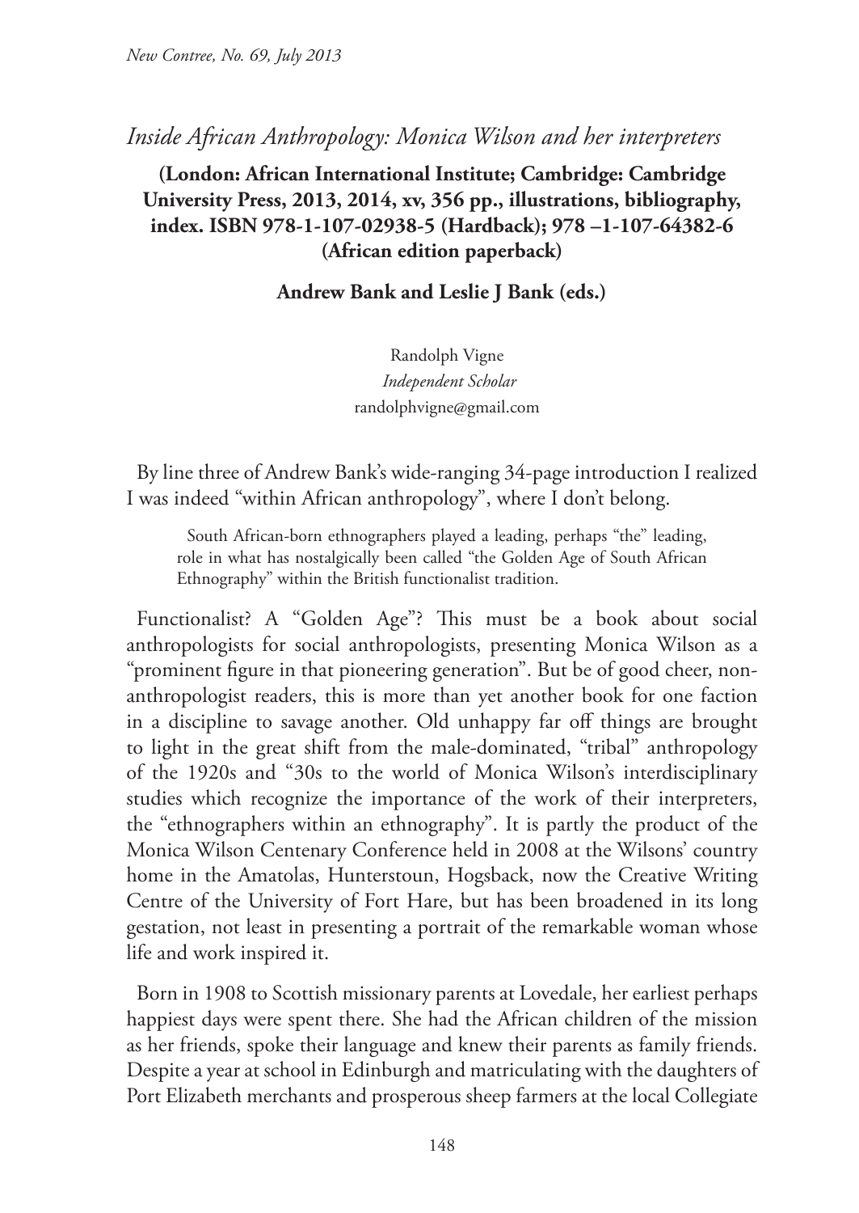## *Inside African Anthropology: Monica Wilson and her interpreters*

**(London: African International Institute; Cambridge: Cambridge University Press, 2013, 2014, xv, 356 pp., illustrations, bibliography, index. ISBN 978-1-107-02938-5 (Hardback); 978 –1-107-64382-6 (African edition paperback)**

**Andrew Bank and Leslie J Bank (eds.)**

Randolph Vigne
*Independent Scholar*
randolphvigne@gmail.com

By line three of Andrew Bank's wide-ranging 34-page introduction I realized I was indeed "within African anthropology", where I don't belong.

> South African-born ethnographers played a leading, perhaps "the" leading, role in what has nostalgically been called "the Golden Age of South African Ethnography" within the British functionalist tradition.

Functionalist? A "Golden Age"? This must be a book about social anthropologists for social anthropologists, presenting Monica Wilson as a "prominent figure in that pioneering generation". But be of good cheer, non-anthropologist readers, this is more than yet another book for one faction in a discipline to savage another. Old unhappy far off things are brought to light in the great shift from the male-dominated, "tribal" anthropology of the 1920s and "30s to the world of Monica Wilson's interdisciplinary studies which recognize the importance of the work of their interpreters, the "ethnographers within an ethnography". It is partly the product of the Monica Wilson Centenary Conference held in 2008 at the Wilsons' country home in the Amatolas, Hunterstoun, Hogsback, now the Creative Writing Centre of the University of Fort Hare, but has been broadened in its long gestation, not least in presenting a portrait of the remarkable woman whose life and work inspired it.

Born in 1908 to Scottish missionary parents at Lovedale, her earliest perhaps happiest days were spent there. She had the African children of the mission as her friends, spoke their language and knew their parents as family friends. Despite a year at school in Edinburgh and matriculating with the daughters of Port Elizabeth merchants and prosperous sheep farmers at the local Collegiate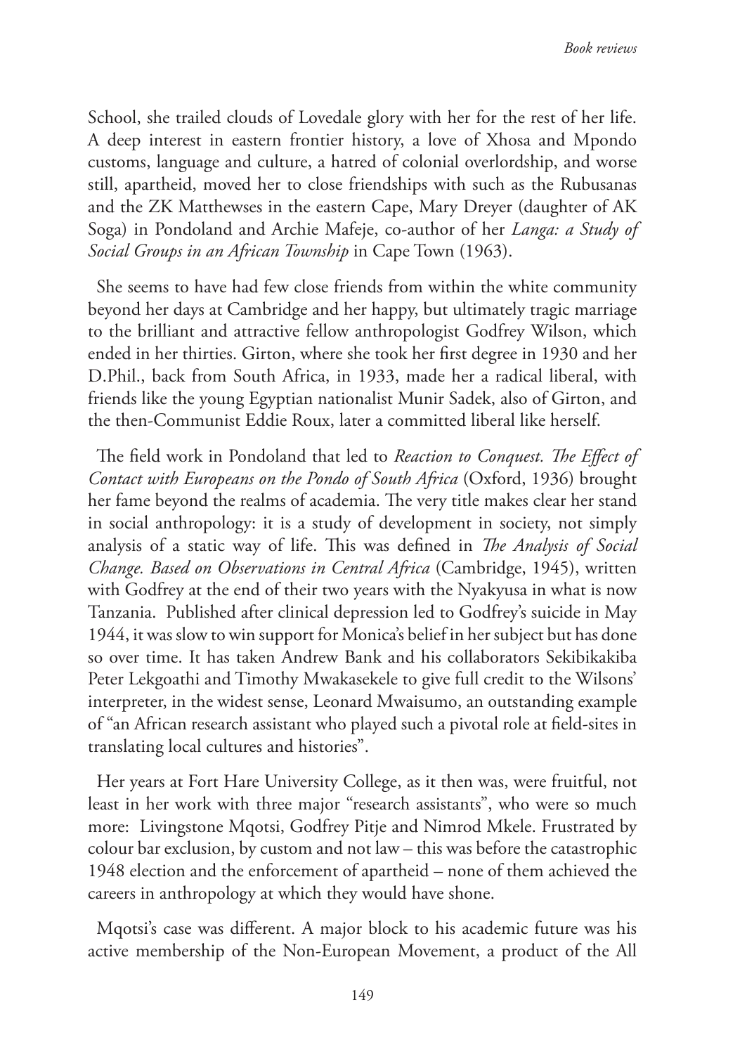School, she trailed clouds of Lovedale glory with her for the rest of her life. A deep interest in eastern frontier history, a love of Xhosa and Mpondo customs, language and culture, a hatred of colonial overlordship, and worse still, apartheid, moved her to close friendships with such as the Rubusanas and the ZK Matthewses in the eastern Cape, Mary Dreyer (daughter of AK Soga) in Pondoland and Archie Mafeje, co-author of her *Langa: a Study of Social Groups in an African Township* in Cape Town (1963).

She seems to have had few close friends from within the white community beyond her days at Cambridge and her happy, but ultimately tragic marriage to the brilliant and attractive fellow anthropologist Godfrey Wilson, which ended in her thirties. Girton, where she took her first degree in 1930 and her D.Phil., back from South Africa, in 1933, made her a radical liberal, with friends like the young Egyptian nationalist Munir Sadek, also of Girton, and the then-Communist Eddie Roux, later a committed liberal like herself.

The field work in Pondoland that led to *Reaction to Conquest. The Effect of Contact with Europeans on the Pondo of South Africa* (Oxford, 1936) brought her fame beyond the realms of academia. The very title makes clear her stand in social anthropology: it is a study of development in society, not simply analysis of a static way of life. This was defined in *The Analysis of Social Change. Based on Observations in Central Africa* (Cambridge, 1945), written with Godfrey at the end of their two years with the Nyakyusa in what is now Tanzania. Published after clinical depression led to Godfrey's suicide in May 1944, it was slow to win support for Monica's belief in her subject but has done so over time. It has taken Andrew Bank and his collaborators Sekibibakiba Peter Lekgoathi and Timothy Mwakasekele to give full credit to the Wilsons' interpreter, in the widest sense, Leonard Mwaisumo, an outstanding example of "an African research assistant who played such a pivotal role at field-sites in translating local cultures and histories".

Her years at Fort Hare University College, as it then was, were fruitful, not least in her work with three major "research assistants", who were so much more: Livingstone Mqotsi, Godfrey Pitje and Nimrod Mkele. Frustrated by colour bar exclusion, by custom and not law – this was before the catastrophic 1948 election and the enforcement of apartheid – none of them achieved the careers in anthropology at which they would have shone.

Mqotsi's case was different. A major block to his academic future was his active membership of the Non-European Movement, a product of the All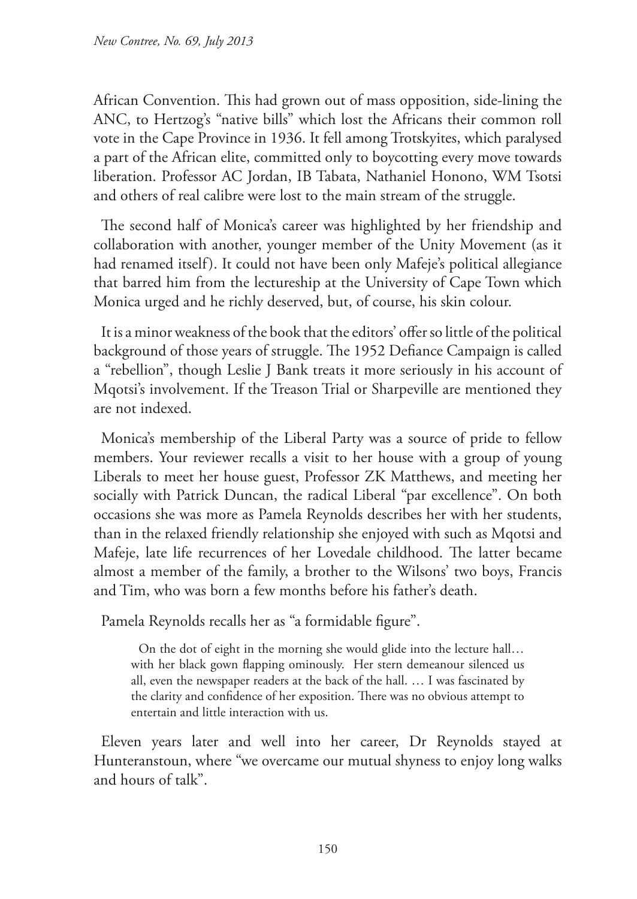African Convention. This had grown out of mass opposition, side-lining the ANC, to Hertzog's "native bills" which lost the Africans their common roll vote in the Cape Province in 1936. It fell among Trotskyites, which paralysed a part of the African elite, committed only to boycotting every move towards liberation. Professor AC Jordan, IB Tabata, Nathaniel Honono, WM Tsotsi and others of real calibre were lost to the main stream of the struggle.

The second half of Monica's career was highlighted by her friendship and collaboration with another, younger member of the Unity Movement (as it had renamed itself). It could not have been only Mafeje's political allegiance that barred him from the lectureship at the University of Cape Town which Monica urged and he richly deserved, but, of course, his skin colour.

It is a minor weakness of the book that the editors' offer so little of the political background of those years of struggle. The 1952 Defiance Campaign is called a "rebellion", though Leslie J Bank treats it more seriously in his account of Mqotsi's involvement. If the Treason Trial or Sharpeville are mentioned they are not indexed.

Monica's membership of the Liberal Party was a source of pride to fellow members. Your reviewer recalls a visit to her house with a group of young Liberals to meet her house guest, Professor ZK Matthews, and meeting her socially with Patrick Duncan, the radical Liberal "par excellence". On both occasions she was more as Pamela Reynolds describes her with her students, than in the relaxed friendly relationship she enjoyed with such as Mqotsi and Mafeje, late life recurrences of her Lovedale childhood. The latter became almost a member of the family, a brother to the Wilsons' two boys, Francis and Tim, who was born a few months before his father's death.

Pamela Reynolds recalls her as "a formidable figure".

> On the dot of eight in the morning she would glide into the lecture hall… with her black gown flapping ominously. Her stern demeanour silenced us all, even the newspaper readers at the back of the hall. … I was fascinated by the clarity and confidence of her exposition. There was no obvious attempt to entertain and little interaction with us.

Eleven years later and well into her career, Dr Reynolds stayed at Hunteranstoun, where "we overcame our mutual shyness to enjoy long walks and hours of talk".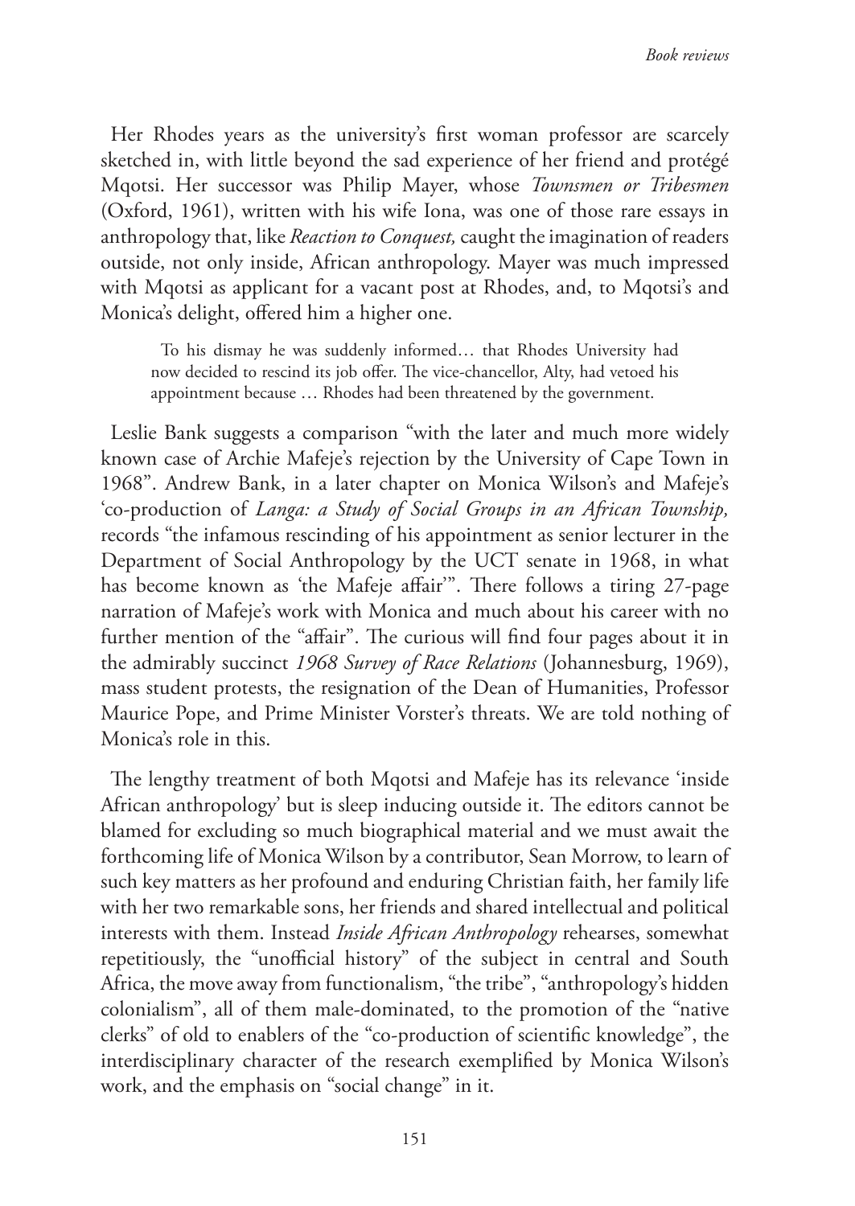Her Rhodes years as the university's first woman professor are scarcely sketched in, with little beyond the sad experience of her friend and protégé Mqotsi. Her successor was Philip Mayer, whose *Townsmen or Tribesmen* (Oxford, 1961), written with his wife Iona, was one of those rare essays in anthropology that, like *Reaction to Conquest,* caught the imagination of readers outside, not only inside, African anthropology. Mayer was much impressed with Mqotsi as applicant for a vacant post at Rhodes, and, to Mqotsi's and Monica's delight, offered him a higher one.

> To his dismay he was suddenly informed… that Rhodes University had now decided to rescind its job offer. The vice-chancellor, Alty, had vetoed his appointment because … Rhodes had been threatened by the government.

Leslie Bank suggests a comparison "with the later and much more widely known case of Archie Mafeje's rejection by the University of Cape Town in 1968". Andrew Bank, in a later chapter on Monica Wilson's and Mafeje's 'co-production of *Langa: a Study of Social Groups in an African Township,* records "the infamous rescinding of his appointment as senior lecturer in the Department of Social Anthropology by the UCT senate in 1968, in what has become known as 'the Mafeje affair'". There follows a tiring 27-page narration of Mafeje's work with Monica and much about his career with no further mention of the "affair". The curious will find four pages about it in the admirably succinct *1968 Survey of Race Relations* (Johannesburg, 1969), mass student protests, the resignation of the Dean of Humanities, Professor Maurice Pope, and Prime Minister Vorster's threats. We are told nothing of Monica's role in this.

The lengthy treatment of both Mqotsi and Mafeje has its relevance 'inside African anthropology' but is sleep inducing outside it. The editors cannot be blamed for excluding so much biographical material and we must await the forthcoming life of Monica Wilson by a contributor, Sean Morrow, to learn of such key matters as her profound and enduring Christian faith, her family life with her two remarkable sons, her friends and shared intellectual and political interests with them. Instead *Inside African Anthropology* rehearses, somewhat repetitiously, the "unofficial history" of the subject in central and South Africa, the move away from functionalism, "the tribe", "anthropology's hidden colonialism", all of them male-dominated, to the promotion of the "native clerks" of old to enablers of the "co-production of scientific knowledge", the interdisciplinary character of the research exemplified by Monica Wilson's work, and the emphasis on "social change" in it.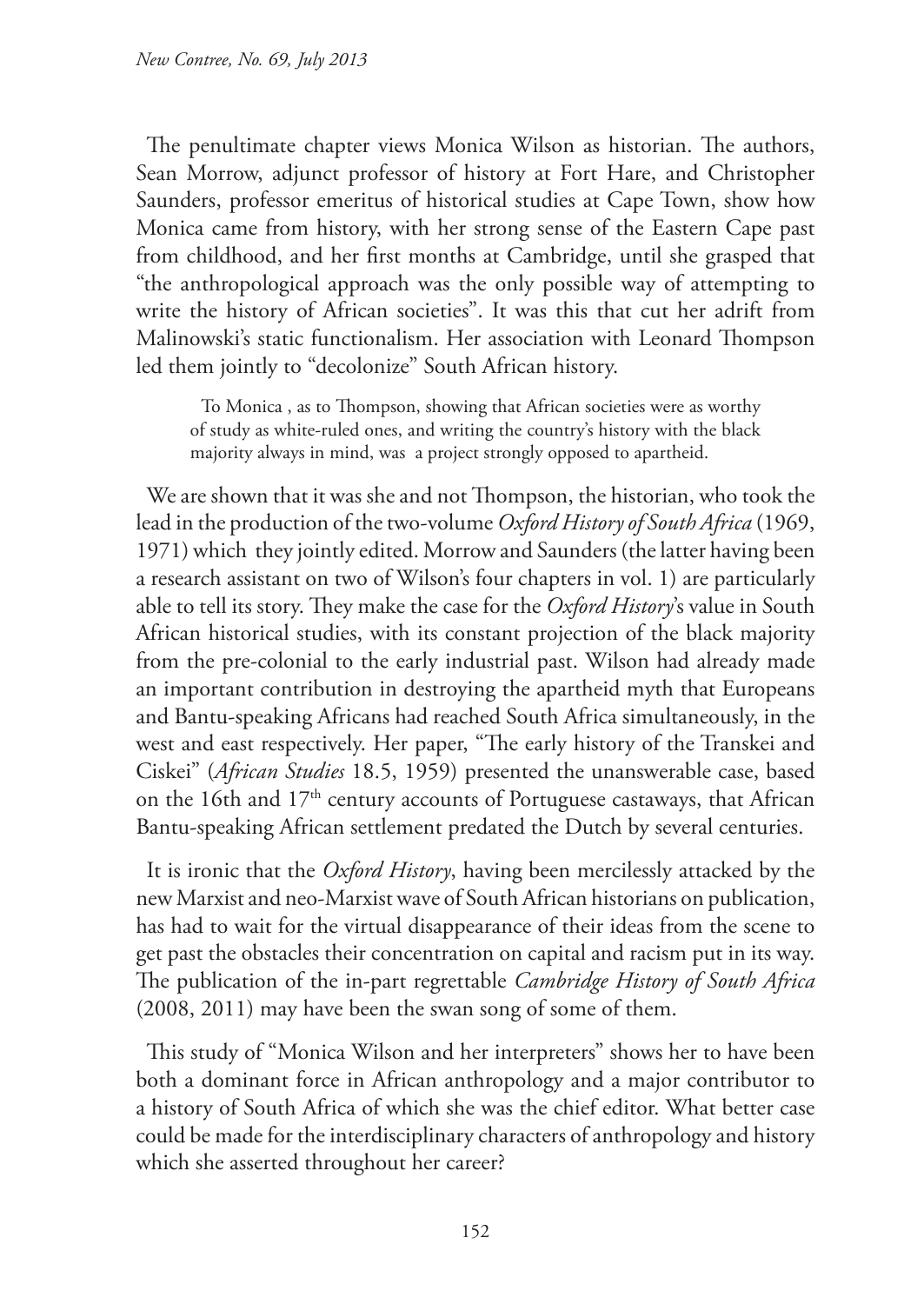The penultimate chapter views Monica Wilson as historian. The authors, Sean Morrow, adjunct professor of history at Fort Hare, and Christopher Saunders, professor emeritus of historical studies at Cape Town, show how Monica came from history, with her strong sense of the Eastern Cape past from childhood, and her first months at Cambridge, until she grasped that "the anthropological approach was the only possible way of attempting to write the history of African societies". It was this that cut her adrift from Malinowski's static functionalism. Her association with Leonard Thompson led them jointly to "decolonize" South African history.

> To Monica , as to Thompson, showing that African societies were as worthy of study as white-ruled ones, and writing the country's history with the black majority always in mind, was a project strongly opposed to apartheid.

We are shown that it was she and not Thompson, the historian, who took the lead in the production of the two-volume *Oxford History of South Africa* (1969, 1971) which they jointly edited. Morrow and Saunders (the latter having been a research assistant on two of Wilson's four chapters in vol. 1) are particularly able to tell its story. They make the case for the *Oxford History*'s value in South African historical studies, with its constant projection of the black majority from the pre-colonial to the early industrial past. Wilson had already made an important contribution in destroying the apartheid myth that Europeans and Bantu-speaking Africans had reached South Africa simultaneously, in the west and east respectively. Her paper, "The early history of the Transkei and Ciskei" (*African Studies* 18.5, 1959) presented the unanswerable case, based on the 16th and 17th century accounts of Portuguese castaways, that African Bantu-speaking African settlement predated the Dutch by several centuries.

It is ironic that the *Oxford History*, having been mercilessly attacked by the new Marxist and neo-Marxist wave of South African historians on publication, has had to wait for the virtual disappearance of their ideas from the scene to get past the obstacles their concentration on capital and racism put in its way. The publication of the in-part regrettable *Cambridge History of South Africa* (2008, 2011) may have been the swan song of some of them.

This study of "Monica Wilson and her interpreters" shows her to have been both a dominant force in African anthropology and a major contributor to a history of South Africa of which she was the chief editor. What better case could be made for the interdisciplinary characters of anthropology and history which she asserted throughout her career?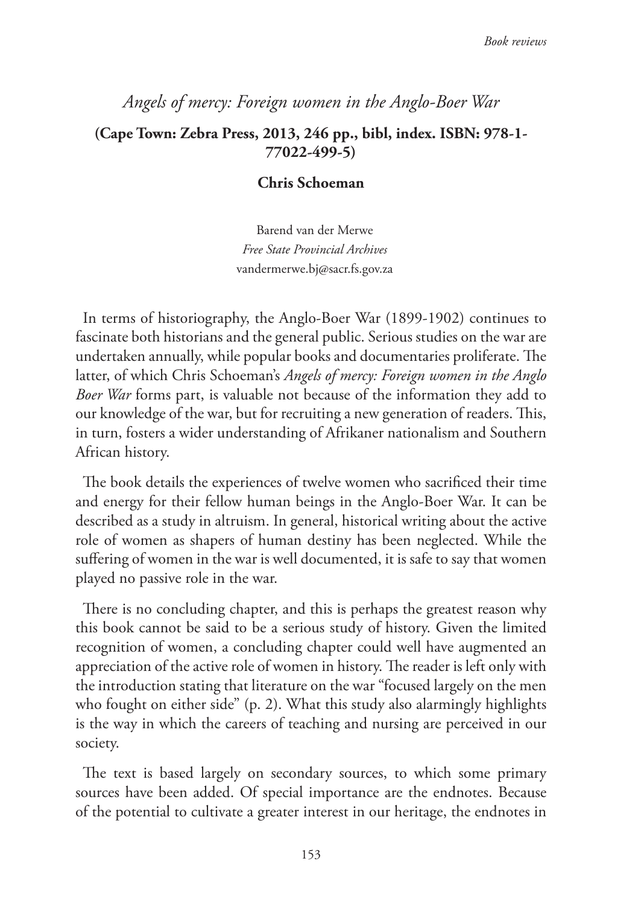## *Angels of mercy: Foreign women in the Anglo-Boer War*

**(Cape Town: Zebra Press, 2013, 246 pp., bibl, index. ISBN: 978-1-77022-499-5)**

**Chris Schoeman**

Barend van der Merwe
*Free State Provincial Archives*
vandermerwe.bj@sacr.fs.gov.za

In terms of historiography, the Anglo-Boer War (1899-1902) continues to fascinate both historians and the general public. Serious studies on the war are undertaken annually, while popular books and documentaries proliferate. The latter, of which Chris Schoeman's *Angels of mercy: Foreign women in the Anglo Boer War* forms part, is valuable not because of the information they add to our knowledge of the war, but for recruiting a new generation of readers. This, in turn, fosters a wider understanding of Afrikaner nationalism and Southern African history.

The book details the experiences of twelve women who sacrificed their time and energy for their fellow human beings in the Anglo-Boer War. It can be described as a study in altruism. In general, historical writing about the active role of women as shapers of human destiny has been neglected. While the suffering of women in the war is well documented, it is safe to say that women played no passive role in the war.

There is no concluding chapter, and this is perhaps the greatest reason why this book cannot be said to be a serious study of history. Given the limited recognition of women, a concluding chapter could well have augmented an appreciation of the active role of women in history. The reader is left only with the introduction stating that literature on the war "focused largely on the men who fought on either side" (p. 2). What this study also alarmingly highlights is the way in which the careers of teaching and nursing are perceived in our society.

The text is based largely on secondary sources, to which some primary sources have been added. Of special importance are the endnotes. Because of the potential to cultivate a greater interest in our heritage, the endnotes in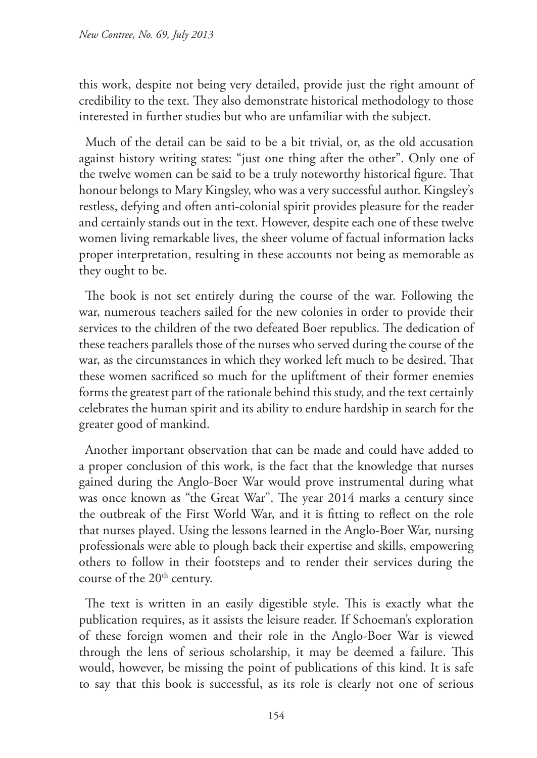this work, despite not being very detailed, provide just the right amount of credibility to the text. They also demonstrate historical methodology to those interested in further studies but who are unfamiliar with the subject.

Much of the detail can be said to be a bit trivial, or, as the old accusation against history writing states: "just one thing after the other". Only one of the twelve women can be said to be a truly noteworthy historical figure. That honour belongs to Mary Kingsley, who was a very successful author. Kingsley's restless, defying and often anti-colonial spirit provides pleasure for the reader and certainly stands out in the text. However, despite each one of these twelve women living remarkable lives, the sheer volume of factual information lacks proper interpretation, resulting in these accounts not being as memorable as they ought to be.

The book is not set entirely during the course of the war. Following the war, numerous teachers sailed for the new colonies in order to provide their services to the children of the two defeated Boer republics. The dedication of these teachers parallels those of the nurses who served during the course of the war, as the circumstances in which they worked left much to be desired. That these women sacrificed so much for the upliftment of their former enemies forms the greatest part of the rationale behind this study, and the text certainly celebrates the human spirit and its ability to endure hardship in search for the greater good of mankind.

Another important observation that can be made and could have added to a proper conclusion of this work, is the fact that the knowledge that nurses gained during the Anglo-Boer War would prove instrumental during what was once known as "the Great War". The year 2014 marks a century since the outbreak of the First World War, and it is fitting to reflect on the role that nurses played. Using the lessons learned in the Anglo-Boer War, nursing professionals were able to plough back their expertise and skills, empowering others to follow in their footsteps and to render their services during the course of the 20th century.

The text is written in an easily digestible style. This is exactly what the publication requires, as it assists the leisure reader. If Schoeman's exploration of these foreign women and their role in the Anglo-Boer War is viewed through the lens of serious scholarship, it may be deemed a failure. This would, however, be missing the point of publications of this kind. It is safe to say that this book is successful, as its role is clearly not one of serious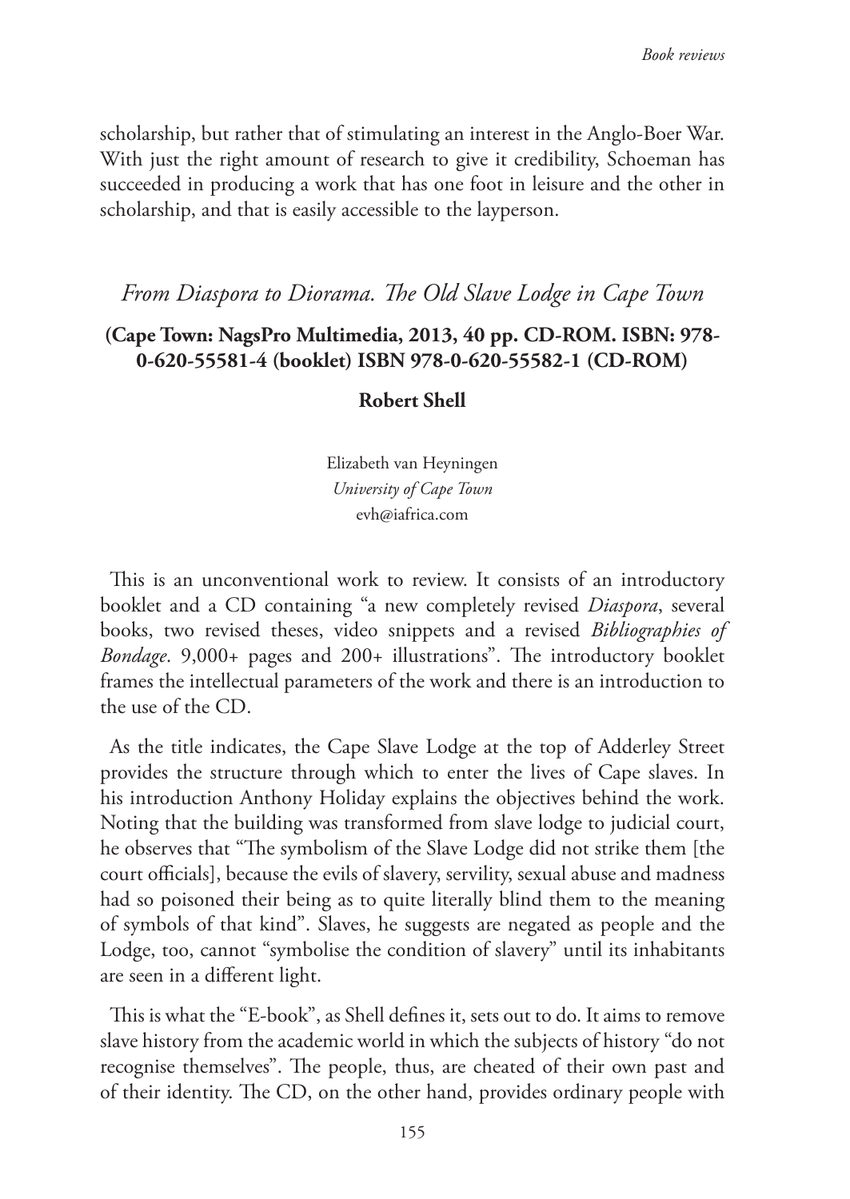scholarship, but rather that of stimulating an interest in the Anglo-Boer War. With just the right amount of research to give it credibility, Schoeman has succeeded in producing a work that has one foot in leisure and the other in scholarship, and that is easily accessible to the layperson.

## *From Diaspora to Diorama. The Old Slave Lodge in Cape Town*

**(Cape Town: NagsPro Multimedia, 2013, 40 pp. CD-ROM. ISBN: 978-0-620-55581-4 (booklet) ISBN 978-0-620-55582-1 (CD-ROM)**

**Robert Shell**

Elizabeth van Heyningen
*University of Cape Town*
evh@iafrica.com

This is an unconventional work to review. It consists of an introductory booklet and a CD containing "a new completely revised *Diaspora*, several books, two revised theses, video snippets and a revised *Bibliographies of Bondage*. 9,000+ pages and 200+ illustrations". The introductory booklet frames the intellectual parameters of the work and there is an introduction to the use of the CD.

As the title indicates, the Cape Slave Lodge at the top of Adderley Street provides the structure through which to enter the lives of Cape slaves. In his introduction Anthony Holiday explains the objectives behind the work. Noting that the building was transformed from slave lodge to judicial court, he observes that "The symbolism of the Slave Lodge did not strike them [the court officials], because the evils of slavery, servility, sexual abuse and madness had so poisoned their being as to quite literally blind them to the meaning of symbols of that kind". Slaves, he suggests are negated as people and the Lodge, too, cannot "symbolise the condition of slavery" until its inhabitants are seen in a different light.

This is what the "E-book", as Shell defines it, sets out to do. It aims to remove slave history from the academic world in which the subjects of history "do not recognise themselves". The people, thus, are cheated of their own past and of their identity. The CD, on the other hand, provides ordinary people with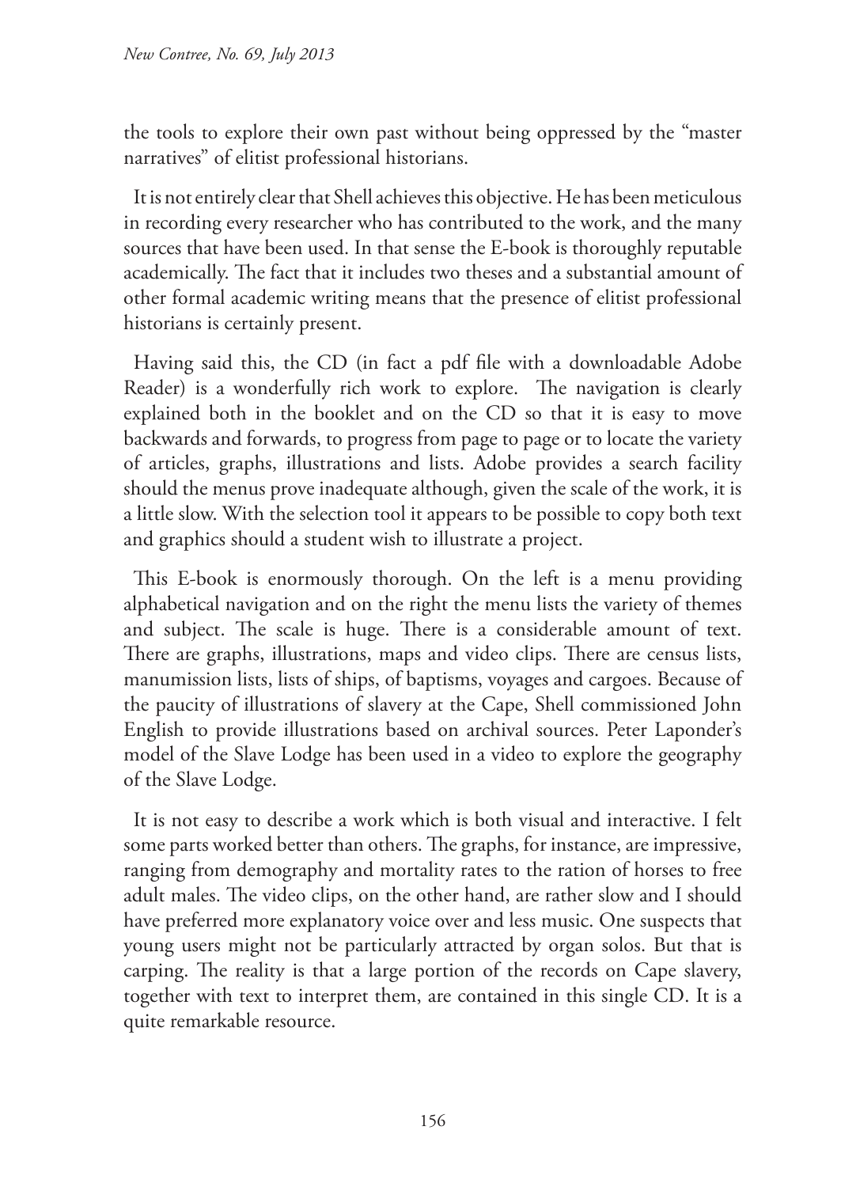the tools to explore their own past without being oppressed by the "master narratives" of elitist professional historians.

It is not entirely clear that Shell achieves this objective. He has been meticulous in recording every researcher who has contributed to the work, and the many sources that have been used. In that sense the E-book is thoroughly reputable academically. The fact that it includes two theses and a substantial amount of other formal academic writing means that the presence of elitist professional historians is certainly present.

Having said this, the CD (in fact a pdf file with a downloadable Adobe Reader) is a wonderfully rich work to explore. The navigation is clearly explained both in the booklet and on the CD so that it is easy to move backwards and forwards, to progress from page to page or to locate the variety of articles, graphs, illustrations and lists. Adobe provides a search facility should the menus prove inadequate although, given the scale of the work, it is a little slow. With the selection tool it appears to be possible to copy both text and graphics should a student wish to illustrate a project.

This E-book is enormously thorough. On the left is a menu providing alphabetical navigation and on the right the menu lists the variety of themes and subject. The scale is huge. There is a considerable amount of text. There are graphs, illustrations, maps and video clips. There are census lists, manumission lists, lists of ships, of baptisms, voyages and cargoes. Because of the paucity of illustrations of slavery at the Cape, Shell commissioned John English to provide illustrations based on archival sources. Peter Laponder's model of the Slave Lodge has been used in a video to explore the geography of the Slave Lodge.

It is not easy to describe a work which is both visual and interactive. I felt some parts worked better than others. The graphs, for instance, are impressive, ranging from demography and mortality rates to the ration of horses to free adult males. The video clips, on the other hand, are rather slow and I should have preferred more explanatory voice over and less music. One suspects that young users might not be particularly attracted by organ solos. But that is carping. The reality is that a large portion of the records on Cape slavery, together with text to interpret them, are contained in this single CD. It is a quite remarkable resource.